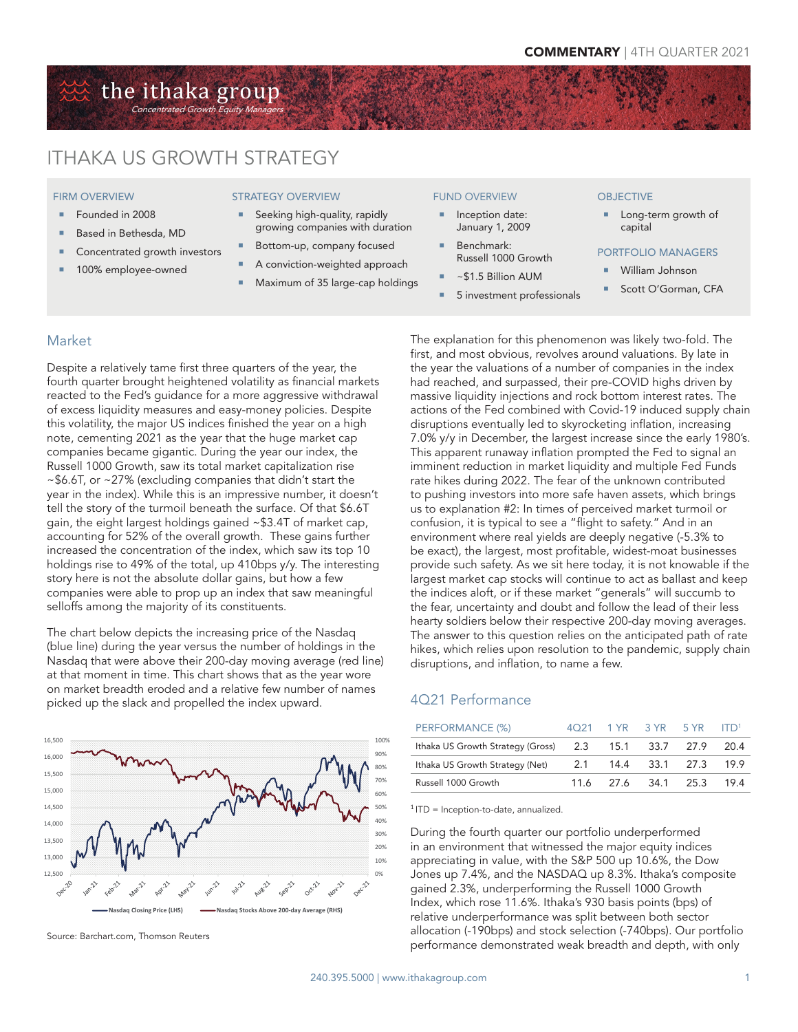COMMENTARY | 4TH QUARTER 2021

the ithaka group
*Concentrated Growth Equity Managers*

# ITHAKA US GROWTH STRATEGY

**FIRM OVERVIEW**

- Founded in 2008
- Based in Bethesda, MD
- Concentrated growth investors
- 100% employee-owned

**STRATEGY OVERVIEW**

- Seeking high-quality, rapidly growing companies with duration
- Bottom-up, company focused
- A conviction-weighted approach
- Maximum of 35 large-cap holdings

**FUND OVERVIEW**

- Inception date: January 1, 2009
- Benchmark: Russell 1000 Growth
- ~$1.5 Billion AUM
- 5 investment professionals

**OBJECTIVE**

- Long-term growth of capital

**PORTFOLIO MANAGERS**

- William Johnson
- Scott O'Gorman, CFA

## Market

Despite a relatively tame first three quarters of the year, the fourth quarter brought heightened volatility as financial markets reacted to the Fed's guidance for a more aggressive withdrawal of excess liquidity measures and easy-money policies. Despite this volatility, the major US indices finished the year on a high note, cementing 2021 as the year that the huge market cap companies became gigantic. During the year our index, the Russell 1000 Growth, saw its total market capitalization rise ~$6.6T, or ~27% (excluding companies that didn't start the year in the index). While this is an impressive number, it doesn't tell the story of the turmoil beneath the surface. Of that $6.6T gain, the eight largest holdings gained ~$3.4T of market cap, accounting for 52% of the overall growth. These gains further increased the concentration of the index, which saw its top 10 holdings rise to 49% of the total, up 410bps y/y. The interesting story here is not the absolute dollar gains, but how a few companies were able to prop up an index that saw meaningful selloffs among the majority of its constituents.

The chart below depicts the increasing price of the Nasdaq (blue line) during the year versus the number of holdings in the Nasdaq that were above their 200-day moving average (red line) at that moment in time. This chart shows that as the year wore on market breadth eroded and a relative few number of names picked up the slack and propelled the index upward.

Source: Barchart.com, Thomson Reuters

The explanation for this phenomenon was likely two-fold. The first, and most obvious, revolves around valuations. By late in the year the valuations of a number of companies in the index had reached, and surpassed, their pre-COVID highs driven by massive liquidity injections and rock bottom interest rates. The actions of the Fed combined with Covid-19 induced supply chain disruptions eventually led to skyrocketing inflation, increasing 7.0% y/y in December, the largest increase since the early 1980's. This apparent runaway inflation prompted the Fed to signal an imminent reduction in market liquidity and multiple Fed Funds rate hikes during 2022. The fear of the unknown contributed to pushing investors into more safe haven assets, which brings us to explanation #2: In times of perceived market turmoil or confusion, it is typical to see a "flight to safety." And in an environment where real yields are deeply negative (-5.3% to be exact), the largest, most profitable, widest-moat businesses provide such safety. As we sit here today, it is not knowable if the largest market cap stocks will continue to act as ballast and keep the indices aloft, or if these market "generals" will succumb to the fear, uncertainty and doubt and follow the lead of their less hearty soldiers below their respective 200-day moving averages. The answer to this question relies on the anticipated path of rate hikes, which relies upon resolution to the pandemic, supply chain disruptions, and inflation, to name a few.

## 4Q21 Performance

| PERFORMANCE (%) | 4Q21 | 1 YR | 3 YR | 5 YR | ITD[1] |
|---|---|---|---|---|---|
| Ithaka US Growth Strategy (Gross) | 2.3 | 15.1 | 33.7 | 27.9 | 20.4 |
| Ithaka US Growth Strategy (Net) | 2.1 | 14.4 | 33.1 | 27.3 | 19.9 |
| Russell 1000 Growth | 11.6 | 27.6 | 34.1 | 25.3 | 19.4 |

[1] ITD = Inception-to-date, annualized.

During the fourth quarter our portfolio underperformed in an environment that witnessed the major equity indices appreciating in value, with the S&P 500 up 10.6%, the Dow Jones up 7.4%, and the NASDAQ up 8.3%. Ithaka's composite gained 2.3%, underperforming the Russell 1000 Growth Index, which rose 11.6%. Ithaka's 930 basis points (bps) of relative underperformance was split between both sector allocation (-190bps) and stock selection (-740bps). Our portfolio performance demonstrated weak breadth and depth, with only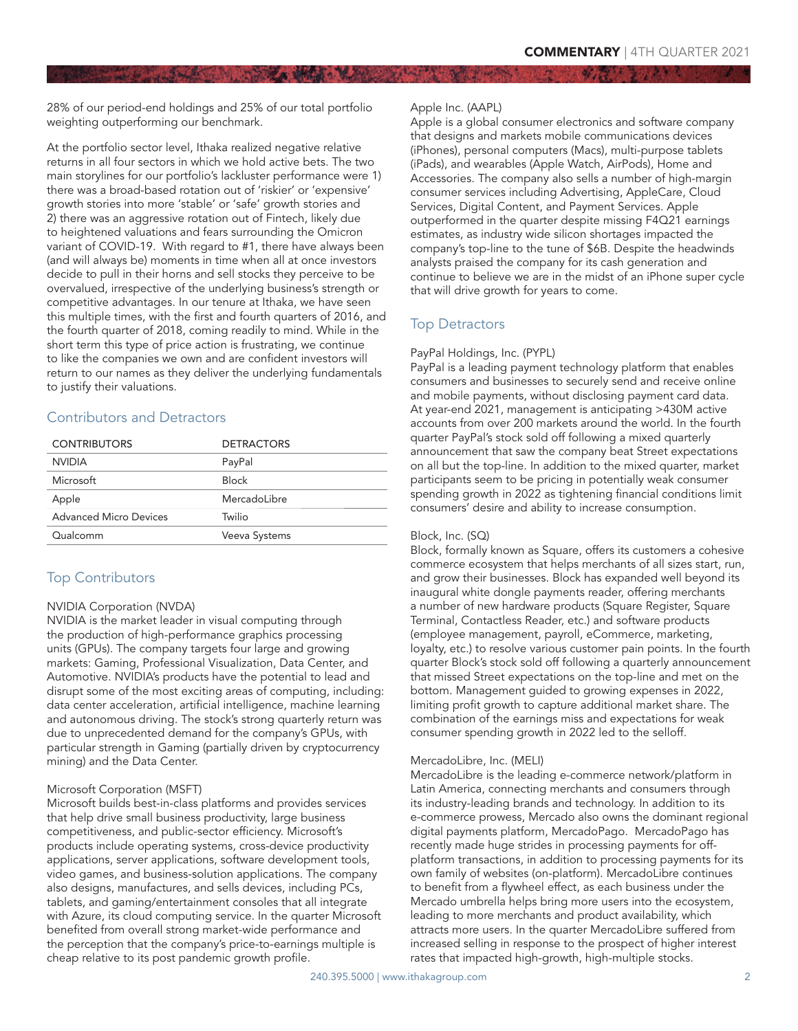28% of our period-end holdings and 25% of our total portfolio weighting outperforming our benchmark.

At the portfolio sector level, Ithaka realized negative relative returns in all four sectors in which we hold active bets. The two main storylines for our portfolio's lackluster performance were 1) there was a broad-based rotation out of 'riskier' or 'expensive' growth stories into more 'stable' or 'safe' growth stories and 2) there was an aggressive rotation out of Fintech, likely due to heightened valuations and fears surrounding the Omicron variant of COVID-19. With regard to #1, there have always been (and will always be) moments in time when all at once investors decide to pull in their horns and sell stocks they perceive to be overvalued, irrespective of the underlying business's strength or competitive advantages. In our tenure at Ithaka, we have seen this multiple times, with the first and fourth quarters of 2016, and the fourth quarter of 2018, coming readily to mind. While in the short term this type of price action is frustrating, we continue to like the companies we own and are confident investors will return to our names as they deliver the underlying fundamentals to justify their valuations.

## Contributors and Detractors

| CONTRIBUTORS | DETRACTORS |
|---|---|
| NVIDIA | PayPal |
| Microsoft | Block |
| Apple | MercadoLibre |
| Advanced Micro Devices | Twilio |
| Qualcomm | Veeva Systems |

## Top Contributors

NVIDIA Corporation (NVDA)
NVIDIA is the market leader in visual computing through the production of high-performance graphics processing units (GPUs). The company targets four large and growing markets: Gaming, Professional Visualization, Data Center, and Automotive. NVIDIA's products have the potential to lead and disrupt some of the most exciting areas of computing, including: data center acceleration, artificial intelligence, machine learning and autonomous driving. The stock's strong quarterly return was due to unprecedented demand for the company's GPUs, with particular strength in Gaming (partially driven by cryptocurrency mining) and the Data Center.

Microsoft Corporation (MSFT)
Microsoft builds best-in-class platforms and provides services that help drive small business productivity, large business competitiveness, and public-sector efficiency. Microsoft's products include operating systems, cross-device productivity applications, server applications, software development tools, video games, and business-solution applications. The company also designs, manufactures, and sells devices, including PCs, tablets, and gaming/entertainment consoles that all integrate with Azure, its cloud computing service. In the quarter Microsoft benefited from overall strong market-wide performance and the perception that the company's price-to-earnings multiple is cheap relative to its post pandemic growth profile.

Apple Inc. (AAPL)
Apple is a global consumer electronics and software company that designs and markets mobile communications devices (iPhones), personal computers (Macs), multi-purpose tablets (iPads), and wearables (Apple Watch, AirPods), Home and Accessories. The company also sells a number of high-margin consumer services including Advertising, AppleCare, Cloud Services, Digital Content, and Payment Services. Apple outperformed in the quarter despite missing F4Q21 earnings estimates, as industry wide silicon shortages impacted the company's top-line to the tune of $6B. Despite the headwinds analysts praised the company for its cash generation and continue to believe we are in the midst of an iPhone super cycle that will drive growth for years to come.

## Top Detractors

PayPal Holdings, Inc. (PYPL)
PayPal is a leading payment technology platform that enables consumers and businesses to securely send and receive online and mobile payments, without disclosing payment card data. At year-end 2021, management is anticipating >430M active accounts from over 200 markets around the world. In the fourth quarter PayPal's stock sold off following a mixed quarterly announcement that saw the company beat Street expectations on all but the top-line. In addition to the mixed quarter, market participants seem to be pricing in potentially weak consumer spending growth in 2022 as tightening financial conditions limit consumers' desire and ability to increase consumption.

Block, Inc. (SQ)
Block, formally known as Square, offers its customers a cohesive commerce ecosystem that helps merchants of all sizes start, run, and grow their businesses. Block has expanded well beyond its inaugural white dongle payments reader, offering merchants a number of new hardware products (Square Register, Square Terminal, Contactless Reader, etc.) and software products (employee management, payroll, eCommerce, marketing, loyalty, etc.) to resolve various customer pain points. In the fourth quarter Block's stock sold off following a quarterly announcement that missed Street expectations on the top-line and met on the bottom. Management guided to growing expenses in 2022, limiting profit growth to capture additional market share. The combination of the earnings miss and expectations for weak consumer spending growth in 2022 led to the selloff.

MercadoLibre, Inc. (MELI)
MercadoLibre is the leading e-commerce network/platform in Latin America, connecting merchants and consumers through its industry-leading brands and technology. In addition to its e-commerce prowess, Mercado also owns the dominant regional digital payments platform, MercadoPago. MercadoPago has recently made huge strides in processing payments for off-platform transactions, in addition to processing payments for its own family of websites (on-platform). MercadoLibre continues to benefit from a flywheel effect, as each business under the Mercado umbrella helps bring more users into the ecosystem, leading to more merchants and product availability, which attracts more users. In the quarter MercadoLibre suffered from increased selling in response to the prospect of higher interest rates that impacted high-growth, high-multiple stocks.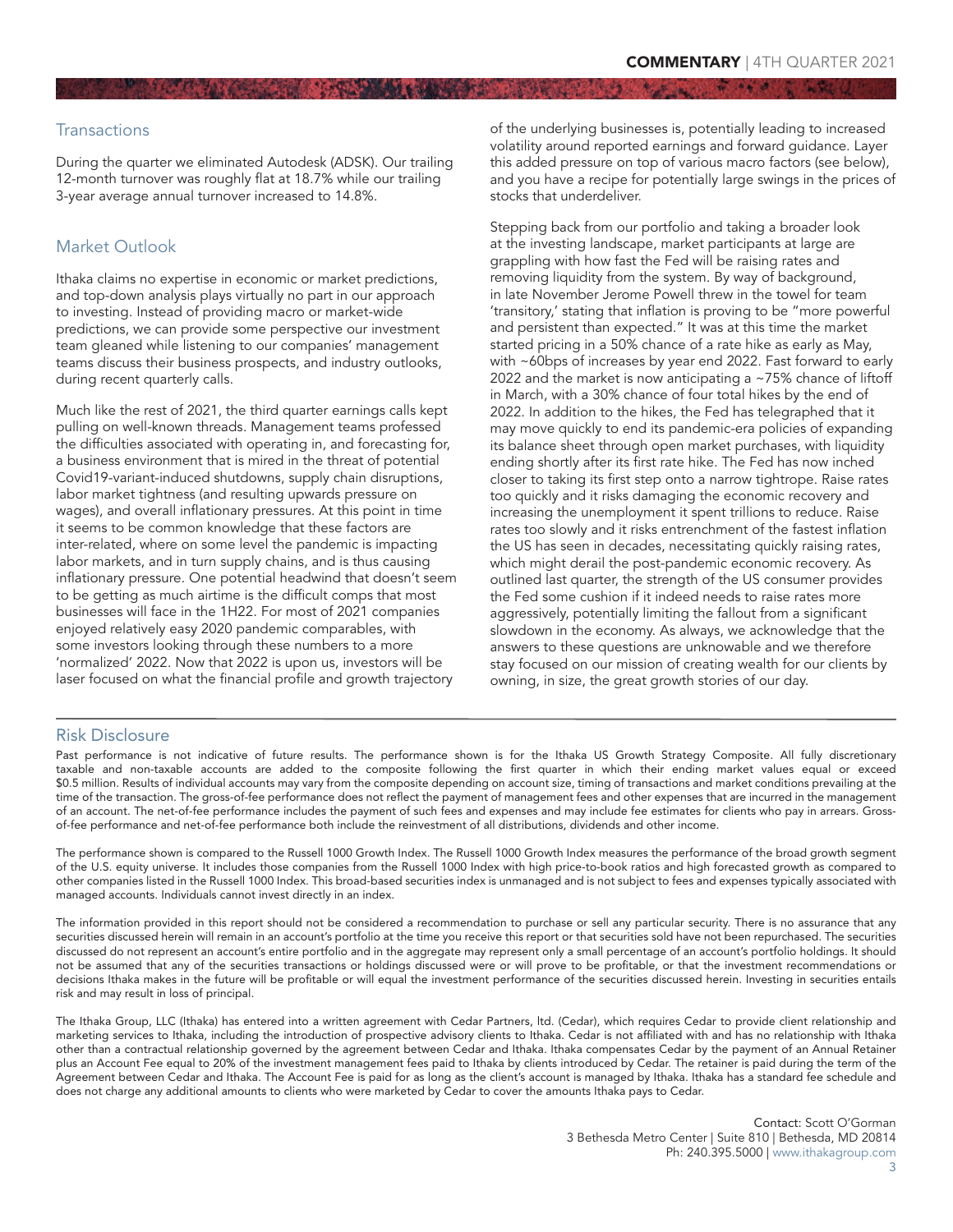## Transactions

During the quarter we eliminated Autodesk (ADSK). Our trailing 12-month turnover was roughly flat at 18.7% while our trailing 3-year average annual turnover increased to 14.8%.

## Market Outlook

Ithaka claims no expertise in economic or market predictions, and top-down analysis plays virtually no part in our approach to investing. Instead of providing macro or market-wide predictions, we can provide some perspective our investment team gleaned while listening to our companies' management teams discuss their business prospects, and industry outlooks, during recent quarterly calls.

Much like the rest of 2021, the third quarter earnings calls kept pulling on well-known threads. Management teams professed the difficulties associated with operating in, and forecasting for, a business environment that is mired in the threat of potential Covid19-variant-induced shutdowns, supply chain disruptions, labor market tightness (and resulting upwards pressure on wages), and overall inflationary pressures. At this point in time it seems to be common knowledge that these factors are inter-related, where on some level the pandemic is impacting labor markets, and in turn supply chains, and is thus causing inflationary pressure. One potential headwind that doesn't seem to be getting as much airtime is the difficult comps that most businesses will face in the 1H22. For most of 2021 companies enjoyed relatively easy 2020 pandemic comparables, with some investors looking through these numbers to a more 'normalized' 2022. Now that 2022 is upon us, investors will be laser focused on what the financial profile and growth trajectory of the underlying businesses is, potentially leading to increased volatility around reported earnings and forward guidance. Layer this added pressure on top of various macro factors (see below), and you have a recipe for potentially large swings in the prices of stocks that underdeliver.

Stepping back from our portfolio and taking a broader look at the investing landscape, market participants at large are grappling with how fast the Fed will be raising rates and removing liquidity from the system. By way of background, in late November Jerome Powell threw in the towel for team 'transitory,' stating that inflation is proving to be "more powerful and persistent than expected." It was at this time the market started pricing in a 50% chance of a rate hike as early as May, with ~60bps of increases by year end 2022. Fast forward to early 2022 and the market is now anticipating a ~75% chance of liftoff in March, with a 30% chance of four total hikes by the end of 2022. In addition to the hikes, the Fed has telegraphed that it may move quickly to end its pandemic-era policies of expanding its balance sheet through open market purchases, with liquidity ending shortly after its first rate hike. The Fed has now inched closer to taking its first step onto a narrow tightrope. Raise rates too quickly and it risks damaging the economic recovery and increasing the unemployment it spent trillions to reduce. Raise rates too slowly and it risks entrenchment of the fastest inflation the US has seen in decades, necessitating quickly raising rates, which might derail the post-pandemic economic recovery. As outlined last quarter, the strength of the US consumer provides the Fed some cushion if it indeed needs to raise rates more aggressively, potentially limiting the fallout from a significant slowdown in the economy. As always, we acknowledge that the answers to these questions are unknowable and we therefore stay focused on our mission of creating wealth for our clients by owning, in size, the great growth stories of our day.

## Risk Disclosure

Past performance is not indicative of future results. The performance shown is for the Ithaka US Growth Strategy Composite. All fully discretionary taxable and non-taxable accounts are added to the composite following the first quarter in which their ending market values equal or exceed $0.5 million. Results of individual accounts may vary from the composite depending on account size, timing of transactions and market conditions prevailing at the time of the transaction. The gross-of-fee performance does not reflect the payment of management fees and other expenses that are incurred in the management of an account. The net-of-fee performance includes the payment of such fees and expenses and may include fee estimates for clients who pay in arrears. Gross-of-fee performance and net-of-fee performance both include the reinvestment of all distributions, dividends and other income.

The performance shown is compared to the Russell 1000 Growth Index. The Russell 1000 Growth Index measures the performance of the broad growth segment of the U.S. equity universe. It includes those companies from the Russell 1000 Index with high price-to-book ratios and high forecasted growth as compared to other companies listed in the Russell 1000 Index. This broad-based securities index is unmanaged and is not subject to fees and expenses typically associated with managed accounts. Individuals cannot invest directly in an index.

The information provided in this report should not be considered a recommendation to purchase or sell any particular security. There is no assurance that any securities discussed herein will remain in an account's portfolio at the time you receive this report or that securities sold have not been repurchased. The securities discussed do not represent an account's entire portfolio and in the aggregate may represent only a small percentage of an account's portfolio holdings. It should not be assumed that any of the securities transactions or holdings discussed were or will prove to be profitable, or that the investment recommendations or decisions Ithaka makes in the future will be profitable or will equal the investment performance of the securities discussed herein. Investing in securities entails risk and may result in loss of principal.

The Ithaka Group, LLC (Ithaka) has entered into a written agreement with Cedar Partners, ltd. (Cedar), which requires Cedar to provide client relationship and marketing services to Ithaka, including the introduction of prospective advisory clients to Ithaka. Cedar is not affiliated with and has no relationship with Ithaka other than a contractual relationship governed by the agreement between Cedar and Ithaka. Ithaka compensates Cedar by the payment of an Annual Retainer plus an Account Fee equal to 20% of the investment management fees paid to Ithaka by clients introduced by Cedar. The retainer is paid during the term of the Agreement between Cedar and Ithaka. The Account Fee is paid for as long as the client's account is managed by Ithaka. Ithaka has a standard fee schedule and does not charge any additional amounts to clients who were marketed by Cedar to cover the amounts Ithaka pays to Cedar.

Contact: Scott O'Gorman
3 Bethesda Metro Center | Suite 810 | Bethesda, MD 20814
Ph: 240.395.5000 | www.ithakagroup.com